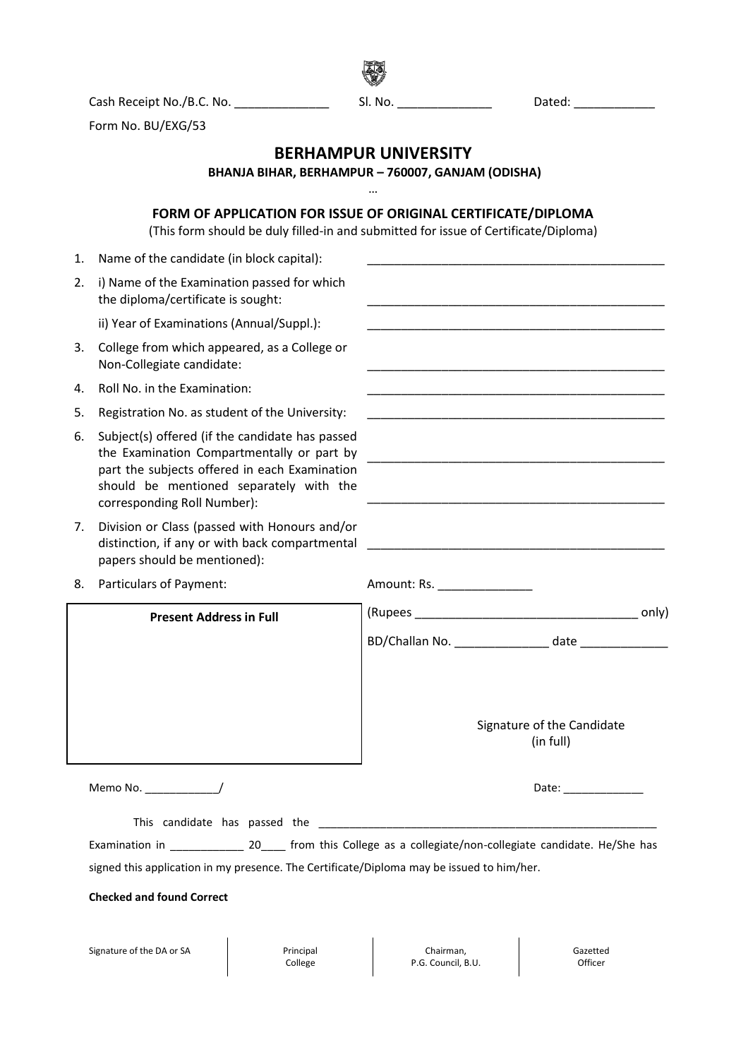Cash Receipt No./B.C. No. ______________ Sl. No. ______________ Dated: ____________

Form No. BU/EXG/53

# BERHAMPUR UNIVERSITY

**BHANJA BIHAR, BERHAMPUR – 760007, GANJAM (ODISHA)**

…

## FORM OF APPLICATION FOR ISSUE OF ORIGINAL CERTIFICATE/DIPLOMA

(This form should be duly filled-in and submitted for issue of Certificate/Diploma)

1. Name of the candidate (in block capital): ______________________________________________
2. i) Name of the Examination passed for which the diploma/certificate is sought: ______________________________________________

   ii) Year of Examinations (Annual/Suppl.): ______________________________________________
3. College from which appeared, as a College or Non-Collegiate candidate: ______________________________________________
4. Roll No. in the Examination: ______________________________________________
5. Registration No. as student of the University: ______________________________________________
6. Subject(s) offered (if the candidate has passed the Examination Compartmentally or part by part the subjects offered in each Examination should be mentioned separately with the corresponding Roll Number): ______________________________________________

   ______________________________________________
7. Division or Class (passed with Honours and/or distinction, if any or with back compartmental papers should be mentioned): ______________________________________________
8. Particulars of Payment: Amount: Rs. ______________

**Present Address in Full**

(Rupees __________________________________ only)

BD/Challan No. ______________ date _____________

Signature of the Candidate (in full)

Memo No. ____________/ Date: _____________

This candidate has passed the ________________________________________________________ Examination in ____________ 20____ from this College as a collegiate/non-collegiate candidate. He/She has signed this application in my presence. The Certificate/Diploma may be issued to him/her.

**Checked and found Correct**

| Signature of the DA or SA | Principal College | Chairman, P.G. Council, B.U. | Gazetted Officer |
|---|---|---|---|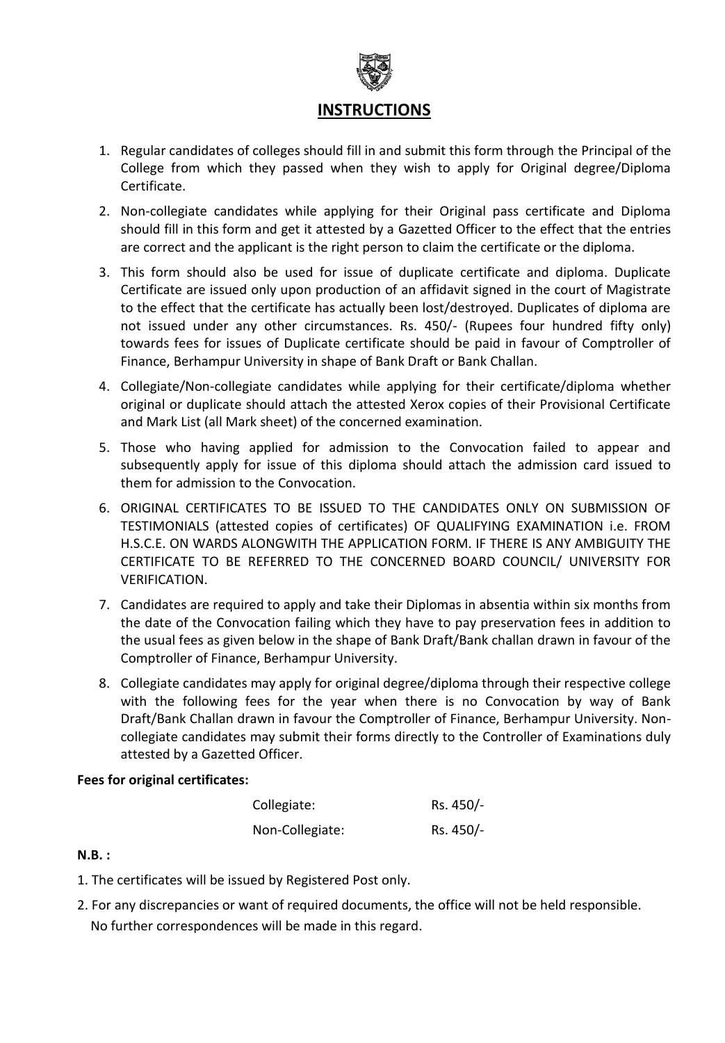# INSTRUCTIONS

1. Regular candidates of colleges should fill in and submit this form through the Principal of the College from which they passed when they wish to apply for Original degree/Diploma Certificate.
2. Non-collegiate candidates while applying for their Original pass certificate and Diploma should fill in this form and get it attested by a Gazetted Officer to the effect that the entries are correct and the applicant is the right person to claim the certificate or the diploma.
3. This form should also be used for issue of duplicate certificate and diploma. Duplicate Certificate are issued only upon production of an affidavit signed in the court of Magistrate to the effect that the certificate has actually been lost/destroyed. Duplicates of diploma are not issued under any other circumstances. Rs. 450/- (Rupees four hundred fifty only) towards fees for issues of Duplicate certificate should be paid in favour of Comptroller of Finance, Berhampur University in shape of Bank Draft or Bank Challan.
4. Collegiate/Non-collegiate candidates while applying for their certificate/diploma whether original or duplicate should attach the attested Xerox copies of their Provisional Certificate and Mark List (all Mark sheet) of the concerned examination.
5. Those who having applied for admission to the Convocation failed to appear and subsequently apply for issue of this diploma should attach the admission card issued to them for admission to the Convocation.
6. ORIGINAL CERTIFICATES TO BE ISSUED TO THE CANDIDATES ONLY ON SUBMISSION OF TESTIMONIALS (attested copies of certificates) OF QUALIFYING EXAMINATION i.e. FROM H.S.C.E. ON WARDS ALONGWITH THE APPLICATION FORM. IF THERE IS ANY AMBIGUITY THE CERTIFICATE TO BE REFERRED TO THE CONCERNED BOARD COUNCIL/ UNIVERSITY FOR VERIFICATION.
7. Candidates are required to apply and take their Diplomas in absentia within six months from the date of the Convocation failing which they have to pay preservation fees in addition to the usual fees as given below in the shape of Bank Draft/Bank challan drawn in favour of the Comptroller of Finance, Berhampur University.
8. Collegiate candidates may apply for original degree/diploma through their respective college with the following fees for the year when there is no Convocation by way of Bank Draft/Bank Challan drawn in favour the Comptroller of Finance, Berhampur University. Non-collegiate candidates may submit their forms directly to the Controller of Examinations duly attested by a Gazetted Officer.

**Fees for original certificates:**

| | |
|---|---|
| Collegiate: | Rs. 450/- |
| Non-Collegiate: | Rs. 450/- |

**N.B. :**

1. The certificates will be issued by Registered Post only.
2. For any discrepancies or want of required documents, the office will not be held responsible. No further correspondences will be made in this regard.